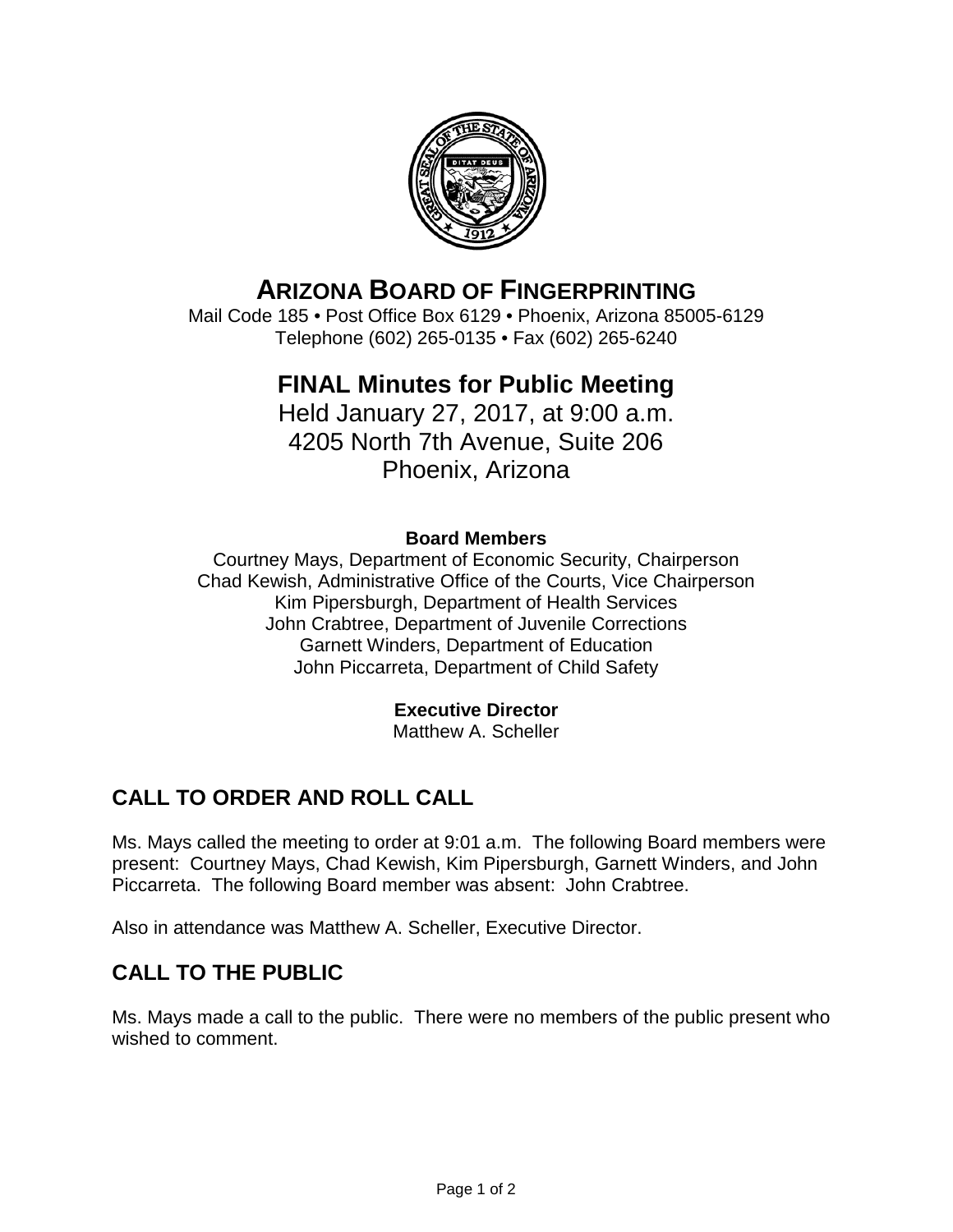# ARIZONA BOARD OF FINGERPRINTING

Mail Code 185 • Post Office Box 6129 • Phoenix, Arizona 85005-6129
Telephone (602) 265-0135 • Fax (602) 265-6240

## FINAL Minutes for Public Meeting

Held January 27, 2017, at 9:00 a.m.
4205 North 7th Avenue, Suite 206
Phoenix, Arizona

**Board Members**

Courtney Mays, Department of Economic Security, Chairperson
Chad Kewish, Administrative Office of the Courts, Vice Chairperson
Kim Pipersburgh, Department of Health Services
John Crabtree, Department of Juvenile Corrections
Garnett Winders, Department of Education
John Piccarreta, Department of Child Safety

**Executive Director**

Matthew A. Scheller

## CALL TO ORDER AND ROLL CALL

Ms. Mays called the meeting to order at 9:01 a.m. The following Board members were present: Courtney Mays, Chad Kewish, Kim Pipersburgh, Garnett Winders, and John Piccarreta. The following Board member was absent: John Crabtree.

Also in attendance was Matthew A. Scheller, Executive Director.

## CALL TO THE PUBLIC

Ms. Mays made a call to the public. There were no members of the public present who wished to comment.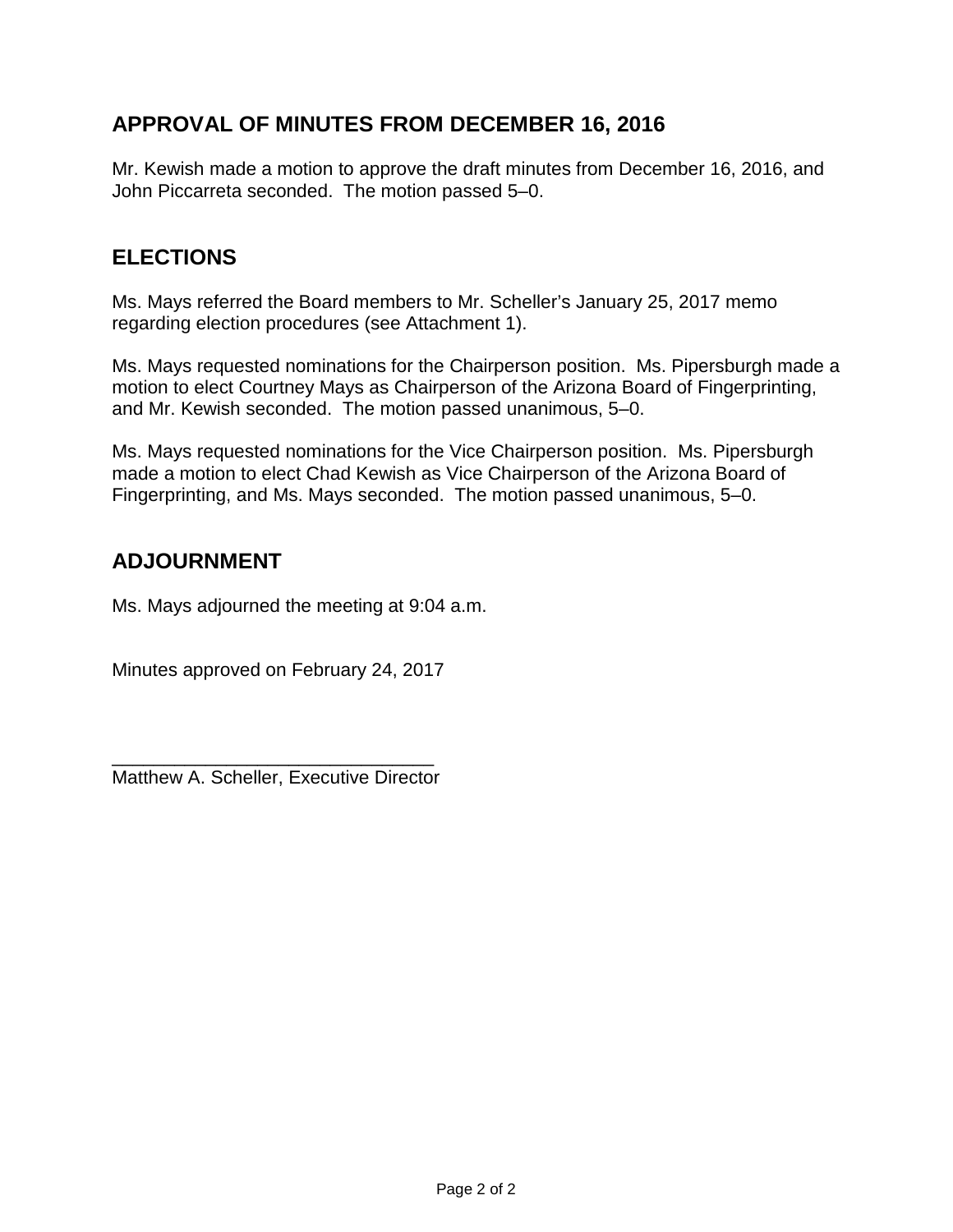## APPROVAL OF MINUTES FROM DECEMBER 16, 2016

Mr. Kewish made a motion to approve the draft minutes from December 16, 2016, and John Piccarreta seconded. The motion passed 5–0.

## ELECTIONS

Ms. Mays referred the Board members to Mr. Scheller's January 25, 2017 memo regarding election procedures (see Attachment 1).

Ms. Mays requested nominations for the Chairperson position. Ms. Pipersburgh made a motion to elect Courtney Mays as Chairperson of the Arizona Board of Fingerprinting, and Mr. Kewish seconded. The motion passed unanimous, 5–0.

Ms. Mays requested nominations for the Vice Chairperson position. Ms. Pipersburgh made a motion to elect Chad Kewish as Vice Chairperson of the Arizona Board of Fingerprinting, and Ms. Mays seconded. The motion passed unanimous, 5–0.

## ADJOURNMENT

Ms. Mays adjourned the meeting at 9:04 a.m.

Minutes approved on February 24, 2017

_______________________________
Matthew A. Scheller, Executive Director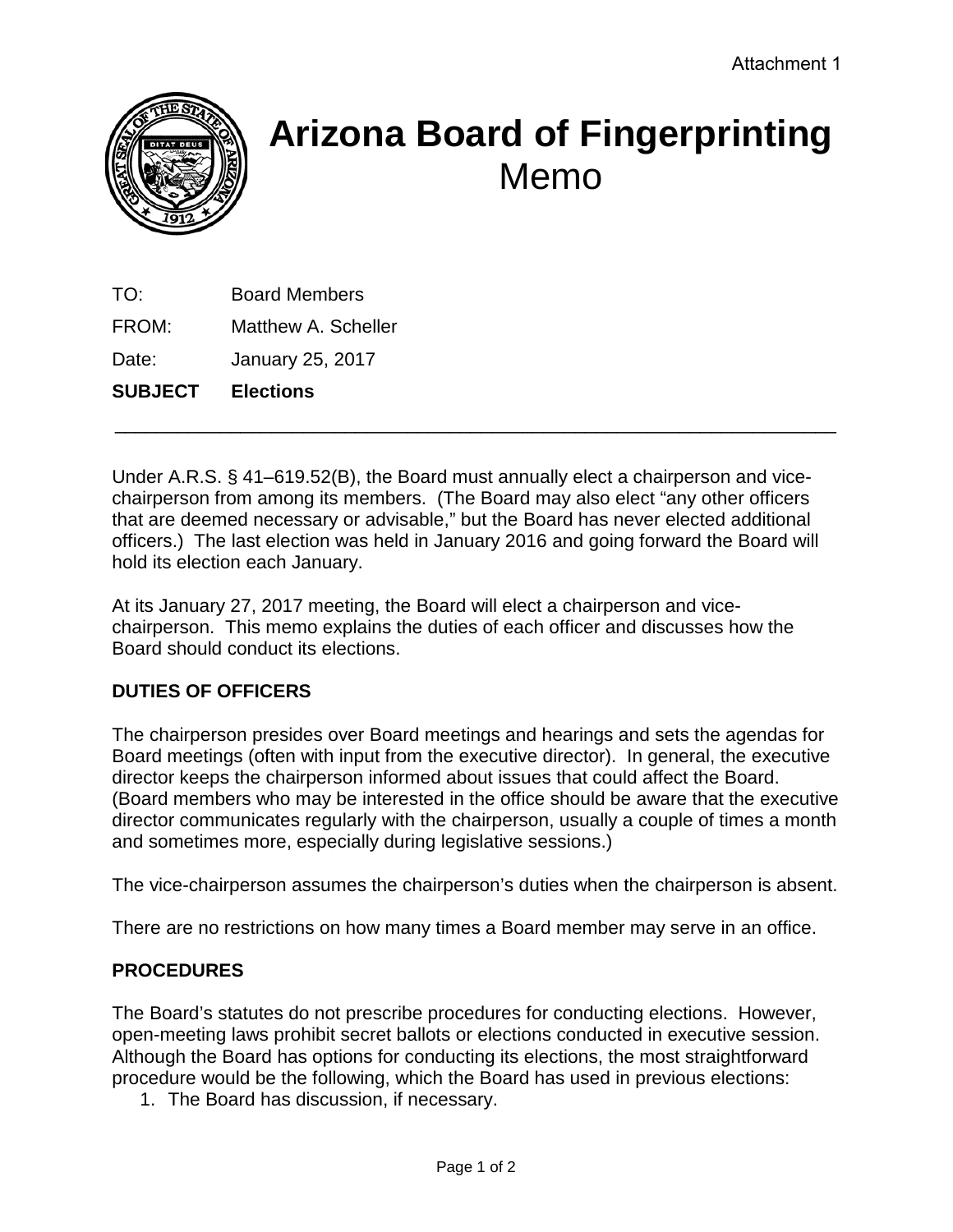Attachment 1

# Arizona Board of Fingerprinting
## Memo

TO: Board Members

FROM: Matthew A. Scheller

Date: January 25, 2017

**SUBJECT Elections**

---

Under A.R.S. § 41–619.52(B), the Board must annually elect a chairperson and vice-chairperson from among its members. (The Board may also elect "any other officers that are deemed necessary or advisable," but the Board has never elected additional officers.) The last election was held in January 2016 and going forward the Board will hold its election each January.

At its January 27, 2017 meeting, the Board will elect a chairperson and vice-chairperson. This memo explains the duties of each officer and discusses how the Board should conduct its elections.

**DUTIES OF OFFICERS**

The chairperson presides over Board meetings and hearings and sets the agendas for Board meetings (often with input from the executive director). In general, the executive director keeps the chairperson informed about issues that could affect the Board. (Board members who may be interested in the office should be aware that the executive director communicates regularly with the chairperson, usually a couple of times a month and sometimes more, especially during legislative sessions.)

The vice-chairperson assumes the chairperson's duties when the chairperson is absent.

There are no restrictions on how many times a Board member may serve in an office.

**PROCEDURES**

The Board's statutes do not prescribe procedures for conducting elections. However, open-meeting laws prohibit secret ballots or elections conducted in executive session. Although the Board has options for conducting its elections, the most straightforward procedure would be the following, which the Board has used in previous elections:

1. The Board has discussion, if necessary.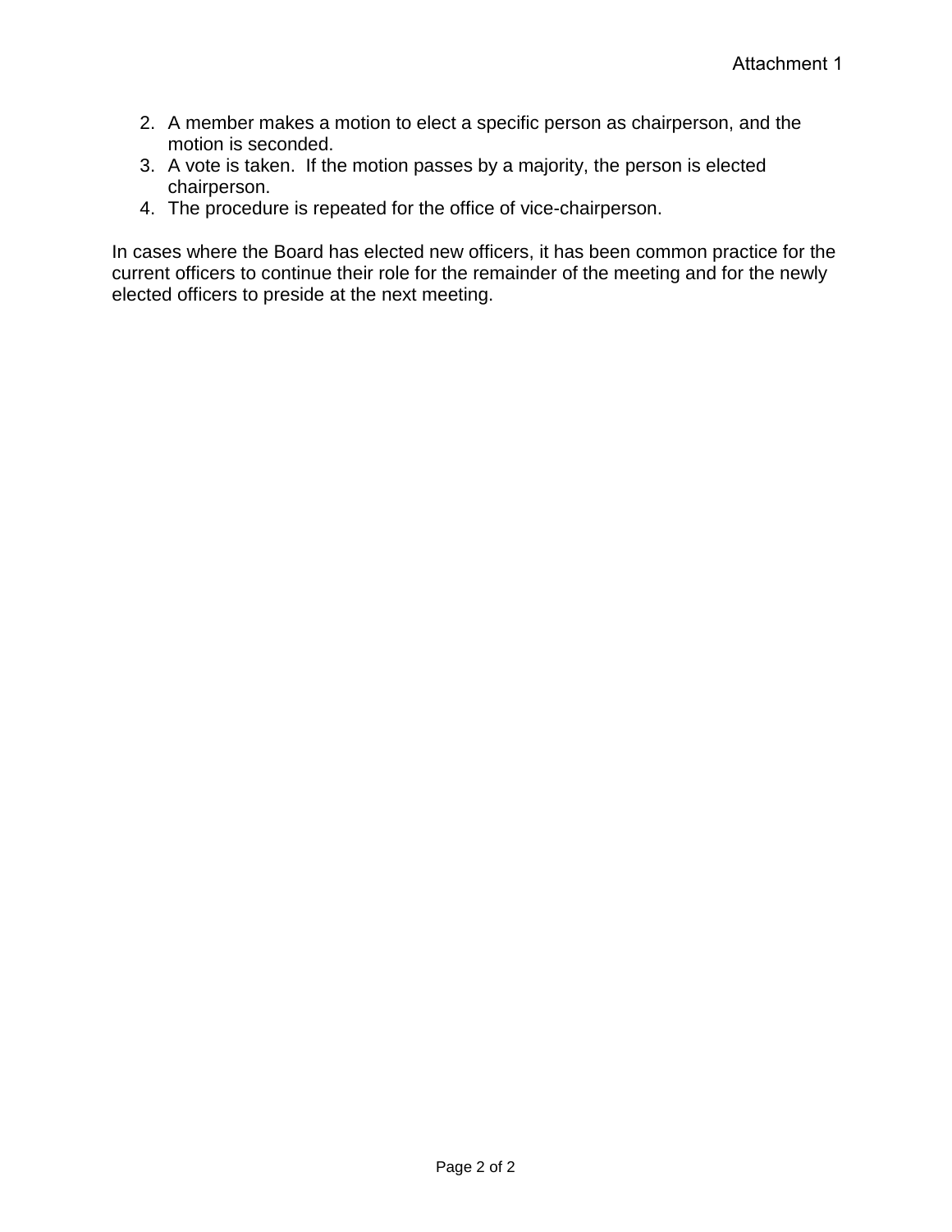2. A member makes a motion to elect a specific person as chairperson, and the motion is seconded.
3. A vote is taken. If the motion passes by a majority, the person is elected chairperson.
4. The procedure is repeated for the office of vice-chairperson.

In cases where the Board has elected new officers, it has been common practice for the current officers to continue their role for the remainder of the meeting and for the newly elected officers to preside at the next meeting.